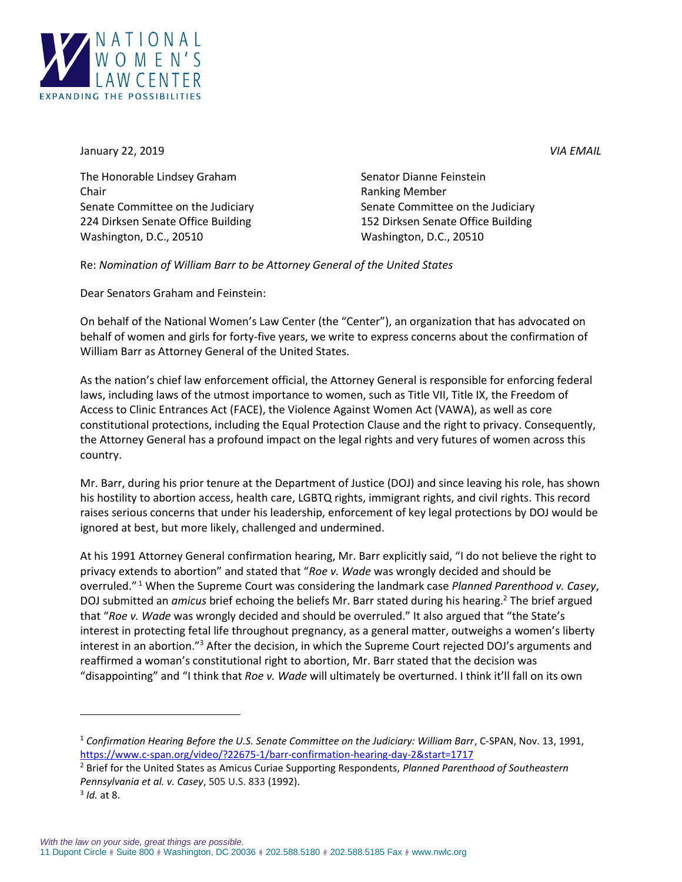NATIONAL WOMEN'S LAW CENTER
EXPANDING THE POSSIBILITIES

January 22, 2019 *VIA EMAIL*

The Honorable Lindsey Graham
Chair
Senate Committee on the Judiciary
224 Dirksen Senate Office Building
Washington, D.C., 20510

Senator Dianne Feinstein
Ranking Member
Senate Committee on the Judiciary
152 Dirksen Senate Office Building
Washington, D.C., 20510

Re: *Nomination of William Barr to be Attorney General of the United States*

Dear Senators Graham and Feinstein:

On behalf of the National Women's Law Center (the "Center"), an organization that has advocated on behalf of women and girls for forty-five years, we write to express concerns about the confirmation of William Barr as Attorney General of the United States.

As the nation's chief law enforcement official, the Attorney General is responsible for enforcing federal laws, including laws of the utmost importance to women, such as Title VII, Title IX, the Freedom of Access to Clinic Entrances Act (FACE), the Violence Against Women Act (VAWA), as well as core constitutional protections, including the Equal Protection Clause and the right to privacy. Consequently, the Attorney General has a profound impact on the legal rights and very futures of women across this country.

Mr. Barr, during his prior tenure at the Department of Justice (DOJ) and since leaving his role, has shown his hostility to abortion access, health care, LGBTQ rights, immigrant rights, and civil rights. This record raises serious concerns that under his leadership, enforcement of key legal protections by DOJ would be ignored at best, but more likely, challenged and undermined.

At his 1991 Attorney General confirmation hearing, Mr. Barr explicitly said, "I do not believe the right to privacy extends to abortion" and stated that "*Roe v. Wade* was wrongly decided and should be overruled."[1] When the Supreme Court was considering the landmark case *Planned Parenthood v. Casey*, DOJ submitted an *amicus* brief echoing the beliefs Mr. Barr stated during his hearing.[2] The brief argued that "*Roe v. Wade* was wrongly decided and should be overruled." It also argued that "the State's interest in protecting fetal life throughout pregnancy, as a general matter, outweighs a women's liberty interest in an abortion."[3] After the decision, in which the Supreme Court rejected DOJ's arguments and reaffirmed a woman's constitutional right to abortion, Mr. Barr stated that the decision was "disappointing" and "I think that *Roe v. Wade* will ultimately be overturned. I think it'll fall on its own

---

[1] *Confirmation Hearing Before the U.S. Senate Committee on the Judiciary: William Barr*, C-SPAN, Nov. 13, 1991, https://www.c-span.org/video/?22675-1/barr-confirmation-hearing-day-2&start=1717

[2] Brief for the United States as Amicus Curiae Supporting Respondents, *Planned Parenthood of Southeastern Pennsylvania et al. v. Casey*, 505 U.S. 833 (1992).

[3] *Id.* at 8.

*With the law on your side, great things are possible.*
11 Dupont Circle # Suite 800 # Washington, DC 20036 # 202.588.5180 # 202.588.5185 Fax # www.nwlc.org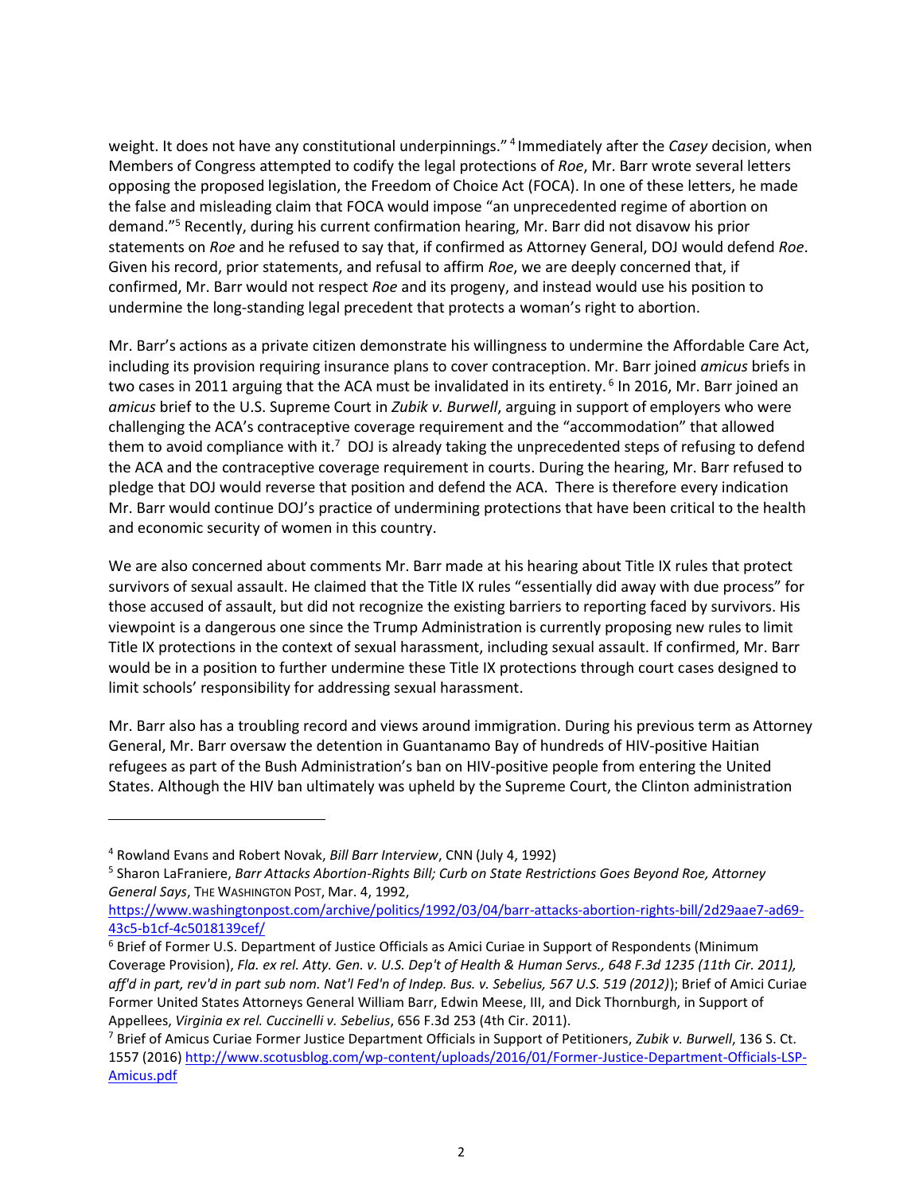weight. It does not have any constitutional underpinnings."[4] Immediately after the *Casey* decision, when Members of Congress attempted to codify the legal protections of *Roe*, Mr. Barr wrote several letters opposing the proposed legislation, the Freedom of Choice Act (FOCA). In one of these letters, he made the false and misleading claim that FOCA would impose "an unprecedented regime of abortion on demand."[5] Recently, during his current confirmation hearing, Mr. Barr did not disavow his prior statements on *Roe* and he refused to say that, if confirmed as Attorney General, DOJ would defend *Roe*. Given his record, prior statements, and refusal to affirm *Roe*, we are deeply concerned that, if confirmed, Mr. Barr would not respect *Roe* and its progeny, and instead would use his position to undermine the long-standing legal precedent that protects a woman's right to abortion.

Mr. Barr's actions as a private citizen demonstrate his willingness to undermine the Affordable Care Act, including its provision requiring insurance plans to cover contraception. Mr. Barr joined *amicus* briefs in two cases in 2011 arguing that the ACA must be invalidated in its entirety.[6] In 2016, Mr. Barr joined an *amicus* brief to the U.S. Supreme Court in *Zubik v. Burwell*, arguing in support of employers who were challenging the ACA's contraceptive coverage requirement and the "accommodation" that allowed them to avoid compliance with it.[7] DOJ is already taking the unprecedented steps of refusing to defend the ACA and the contraceptive coverage requirement in courts. During the hearing, Mr. Barr refused to pledge that DOJ would reverse that position and defend the ACA. There is therefore every indication Mr. Barr would continue DOJ's practice of undermining protections that have been critical to the health and economic security of women in this country.

We are also concerned about comments Mr. Barr made at his hearing about Title IX rules that protect survivors of sexual assault. He claimed that the Title IX rules "essentially did away with due process" for those accused of assault, but did not recognize the existing barriers to reporting faced by survivors. His viewpoint is a dangerous one since the Trump Administration is currently proposing new rules to limit Title IX protections in the context of sexual harassment, including sexual assault. If confirmed, Mr. Barr would be in a position to further undermine these Title IX protections through court cases designed to limit schools' responsibility for addressing sexual harassment.

Mr. Barr also has a troubling record and views around immigration. During his previous term as Attorney General, Mr. Barr oversaw the detention in Guantanamo Bay of hundreds of HIV-positive Haitian refugees as part of the Bush Administration's ban on HIV-positive people from entering the United States. Although the HIV ban ultimately was upheld by the Supreme Court, the Clinton administration

---

[4] Rowland Evans and Robert Novak, *Bill Barr Interview*, CNN (July 4, 1992)

[5] Sharon LaFraniere, *Barr Attacks Abortion-Rights Bill; Curb on State Restrictions Goes Beyond Roe, Attorney General Says*, THE WASHINGTON POST, Mar. 4, 1992, https://www.washingtonpost.com/archive/politics/1992/03/04/barr-attacks-abortion-rights-bill/2d29aae7-ad69-43c5-b1cf-4c5018139cef/

[6] Brief of Former U.S. Department of Justice Officials as Amici Curiae in Support of Respondents (Minimum Coverage Provision), *Fla. ex rel. Atty. Gen. v. U.S. Dep't of Health & Human Servs., 648 F.3d 1235 (11th Cir. 2011), aff'd in part, rev'd in part sub nom. Nat'l Fed'n of Indep. Bus. v. Sebelius, 567 U.S. 519 (2012)*); Brief of Amici Curiae Former United States Attorneys General William Barr, Edwin Meese, III, and Dick Thornburgh, in Support of Appellees, *Virginia ex rel. Cuccinelli v. Sebelius*, 656 F.3d 253 (4th Cir. 2011).

[7] Brief of Amicus Curiae Former Justice Department Officials in Support of Petitioners, *Zubik v. Burwell*, 136 S. Ct. 1557 (2016) http://www.scotusblog.com/wp-content/uploads/2016/01/Former-Justice-Department-Officials-LSP-Amicus.pdf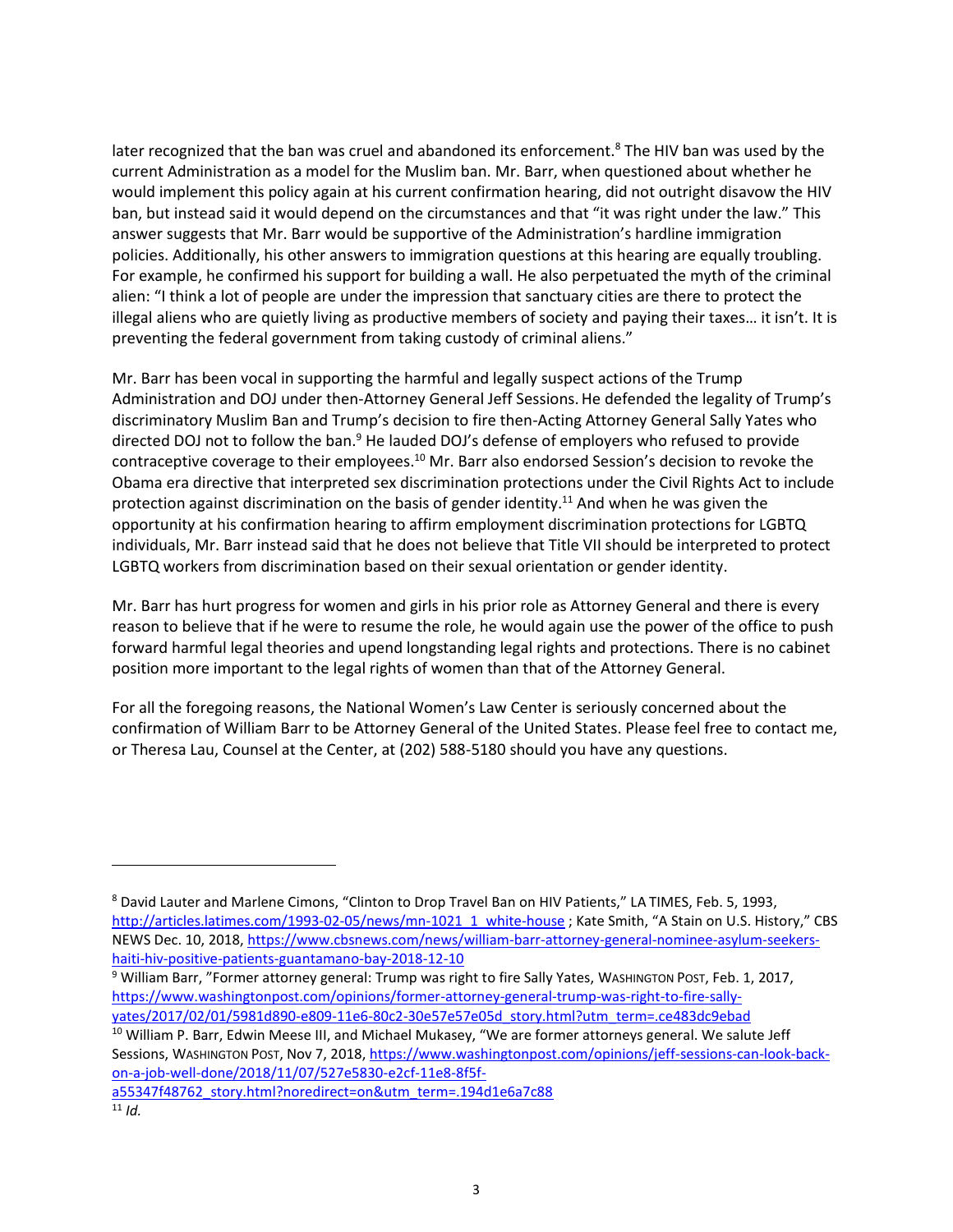later recognized that the ban was cruel and abandoned its enforcement.[8] The HIV ban was used by the current Administration as a model for the Muslim ban. Mr. Barr, when questioned about whether he would implement this policy again at his current confirmation hearing, did not outright disavow the HIV ban, but instead said it would depend on the circumstances and that "it was right under the law." This answer suggests that Mr. Barr would be supportive of the Administration's hardline immigration policies. Additionally, his other answers to immigration questions at this hearing are equally troubling. For example, he confirmed his support for building a wall. He also perpetuated the myth of the criminal alien: "I think a lot of people are under the impression that sanctuary cities are there to protect the illegal aliens who are quietly living as productive members of society and paying their taxes… it isn't. It is preventing the federal government from taking custody of criminal aliens."

Mr. Barr has been vocal in supporting the harmful and legally suspect actions of the Trump Administration and DOJ under then-Attorney General Jeff Sessions. He defended the legality of Trump's discriminatory Muslim Ban and Trump's decision to fire then-Acting Attorney General Sally Yates who directed DOJ not to follow the ban.[9] He lauded DOJ's defense of employers who refused to provide contraceptive coverage to their employees.[10] Mr. Barr also endorsed Session's decision to revoke the Obama era directive that interpreted sex discrimination protections under the Civil Rights Act to include protection against discrimination on the basis of gender identity.[11] And when he was given the opportunity at his confirmation hearing to affirm employment discrimination protections for LGBTQ individuals, Mr. Barr instead said that he does not believe that Title VII should be interpreted to protect LGBTQ workers from discrimination based on their sexual orientation or gender identity.

Mr. Barr has hurt progress for women and girls in his prior role as Attorney General and there is every reason to believe that if he were to resume the role, he would again use the power of the office to push forward harmful legal theories and upend longstanding legal rights and protections. There is no cabinet position more important to the legal rights of women than that of the Attorney General.

For all the foregoing reasons, the National Women's Law Center is seriously concerned about the confirmation of William Barr to be Attorney General of the United States. Please feel free to contact me, or Theresa Lau, Counsel at the Center, at (202) 588-5180 should you have any questions.

---

[8] David Lauter and Marlene Cimons, "Clinton to Drop Travel Ban on HIV Patients," LA TIMES, Feb. 5, 1993, http://articles.latimes.com/1993-02-05/news/mn-1021_1_white-house ; Kate Smith, "A Stain on U.S. History," CBS NEWS Dec. 10, 2018, https://www.cbsnews.com/news/william-barr-attorney-general-nominee-asylum-seekers-haiti-hiv-positive-patients-guantamano-bay-2018-12-10

[9] William Barr, "Former attorney general: Trump was right to fire Sally Yates, WASHINGTON POST, Feb. 1, 2017, https://www.washingtonpost.com/opinions/former-attorney-general-trump-was-right-to-fire-sally-yates/2017/02/01/5981d890-e809-11e6-80c2-30e57e57e05d_story.html?utm_term=.ce483dc9ebad

[10] William P. Barr, Edwin Meese III, and Michael Mukasey, "We are former attorneys general. We salute Jeff Sessions, WASHINGTON POST, Nov 7, 2018, https://www.washingtonpost.com/opinions/jeff-sessions-can-look-back-on-a-job-well-done/2018/11/07/527e5830-e2cf-11e8-8f5f-a55347f48762_story.html?noredirect=on&utm_term=.194d1e6a7c88

[11] *Id.*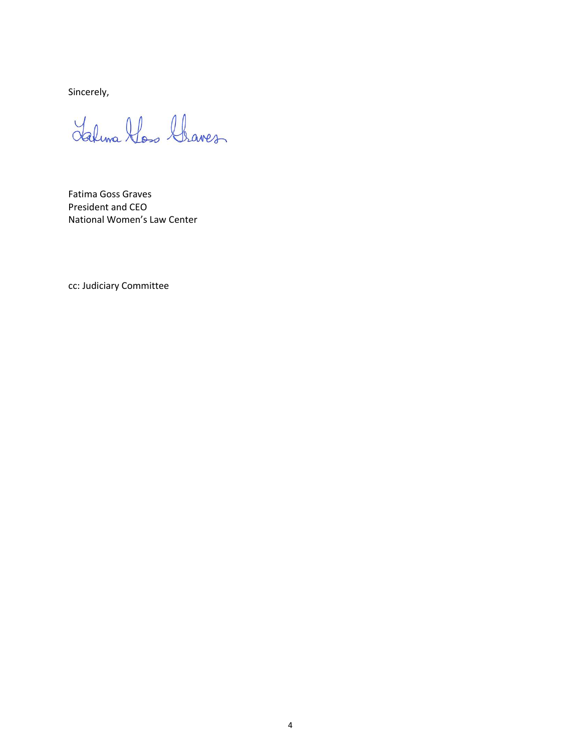Sincerely,

Fatima Goss Graves
President and CEO
National Women's Law Center

cc: Judiciary Committee